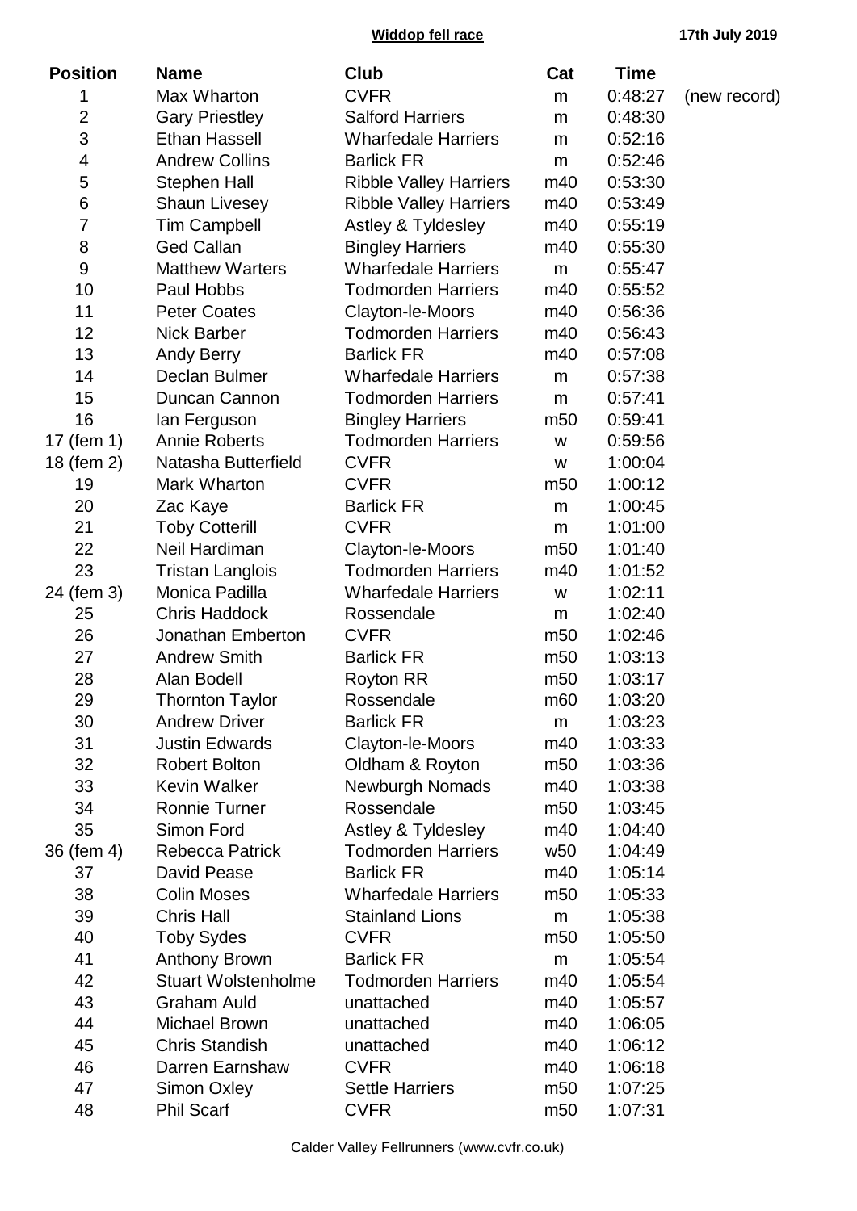**Widdop fell race** **17th July 2019**

| Position | Name | Club | Cat | Time | |
|---|---|---|---|---|---|
| 1 | Max Wharton | CVFR | m | 0:48:27 | (new record) |
| 2 | Gary Priestley | Salford Harriers | m | 0:48:30 | |
| 3 | Ethan Hassell | Wharfedale Harriers | m | 0:52:16 | |
| 4 | Andrew Collins | Barlick FR | m | 0:52:46 | |
| 5 | Stephen Hall | Ribble Valley Harriers | m40 | 0:53:30 | |
| 6 | Shaun Livesey | Ribble Valley Harriers | m40 | 0:53:49 | |
| 7 | Tim Campbell | Astley & Tyldesley | m40 | 0:55:19 | |
| 8 | Ged Callan | Bingley Harriers | m40 | 0:55:30 | |
| 9 | Matthew Warters | Wharfedale Harriers | m | 0:55:47 | |
| 10 | Paul Hobbs | Todmorden Harriers | m40 | 0:55:52 | |
| 11 | Peter Coates | Clayton-le-Moors | m40 | 0:56:36 | |
| 12 | Nick Barber | Todmorden Harriers | m40 | 0:56:43 | |
| 13 | Andy Berry | Barlick FR | m40 | 0:57:08 | |
| 14 | Declan Bulmer | Wharfedale Harriers | m | 0:57:38 | |
| 15 | Duncan Cannon | Todmorden Harriers | m | 0:57:41 | |
| 16 | Ian Ferguson | Bingley Harriers | m50 | 0:59:41 | |
| 17 (fem 1) | Annie Roberts | Todmorden Harriers | w | 0:59:56 | |
| 18 (fem 2) | Natasha Butterfield | CVFR | w | 1:00:04 | |
| 19 | Mark Wharton | CVFR | m50 | 1:00:12 | |
| 20 | Zac Kaye | Barlick FR | m | 1:00:45 | |
| 21 | Toby Cotterill | CVFR | m | 1:01:00 | |
| 22 | Neil Hardiman | Clayton-le-Moors | m50 | 1:01:40 | |
| 23 | Tristan Langlois | Todmorden Harriers | m40 | 1:01:52 | |
| 24 (fem 3) | Monica Padilla | Wharfedale Harriers | w | 1:02:11 | |
| 25 | Chris Haddock | Rossendale | m | 1:02:40 | |
| 26 | Jonathan Emberton | CVFR | m50 | 1:02:46 | |
| 27 | Andrew Smith | Barlick FR | m50 | 1:03:13 | |
| 28 | Alan Bodell | Royton RR | m50 | 1:03:17 | |
| 29 | Thornton Taylor | Rossendale | m60 | 1:03:20 | |
| 30 | Andrew Driver | Barlick FR | m | 1:03:23 | |
| 31 | Justin Edwards | Clayton-le-Moors | m40 | 1:03:33 | |
| 32 | Robert Bolton | Oldham & Royton | m50 | 1:03:36 | |
| 33 | Kevin Walker | Newburgh Nomads | m40 | 1:03:38 | |
| 34 | Ronnie Turner | Rossendale | m50 | 1:03:45 | |
| 35 | Simon Ford | Astley & Tyldesley | m40 | 1:04:40 | |
| 36 (fem 4) | Rebecca Patrick | Todmorden Harriers | w50 | 1:04:49 | |
| 37 | David Pease | Barlick FR | m40 | 1:05:14 | |
| 38 | Colin Moses | Wharfedale Harriers | m50 | 1:05:33 | |
| 39 | Chris Hall | Stainland Lions | m | 1:05:38 | |
| 40 | Toby Sydes | CVFR | m50 | 1:05:50 | |
| 41 | Anthony Brown | Barlick FR | m | 1:05:54 | |
| 42 | Stuart Wolstenholme | Todmorden Harriers | m40 | 1:05:54 | |
| 43 | Graham Auld | unattached | m40 | 1:05:57 | |
| 44 | Michael Brown | unattached | m40 | 1:06:05 | |
| 45 | Chris Standish | unattached | m40 | 1:06:12 | |
| 46 | Darren Earnshaw | CVFR | m40 | 1:06:18 | |
| 47 | Simon Oxley | Settle Harriers | m50 | 1:07:25 | |
| 48 | Phil Scarf | CVFR | m50 | 1:07:31 | |

Calder Valley Fellrunners (www.cvfr.co.uk)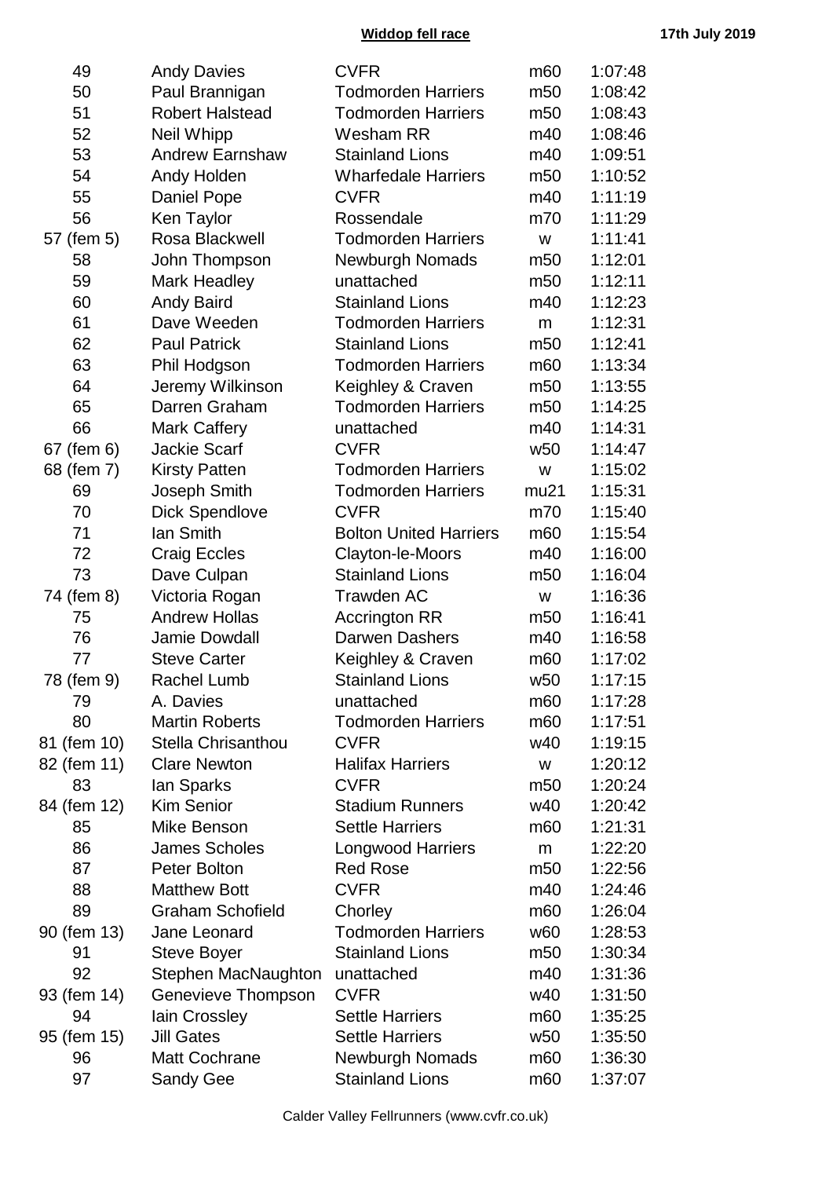| Pos | Name | Club | Cat | Time |
|---|---|---|---|---|
| 49 | Andy Davies | CVFR | m60 | 1:07:48 |
| 50 | Paul Brannigan | Todmorden Harriers | m50 | 1:08:42 |
| 51 | Robert Halstead | Todmorden Harriers | m50 | 1:08:43 |
| 52 | Neil Whipp | Wesham RR | m40 | 1:08:46 |
| 53 | Andrew Earnshaw | Stainland Lions | m40 | 1:09:51 |
| 54 | Andy Holden | Wharfedale Harriers | m50 | 1:10:52 |
| 55 | Daniel Pope | CVFR | m40 | 1:11:19 |
| 56 | Ken Taylor | Rossendale | m70 | 1:11:29 |
| 57 (fem 5) | Rosa Blackwell | Todmorden Harriers | w | 1:11:41 |
| 58 | John Thompson | Newburgh Nomads | m50 | 1:12:01 |
| 59 | Mark Headley | unattached | m50 | 1:12:11 |
| 60 | Andy Baird | Stainland Lions | m40 | 1:12:23 |
| 61 | Dave Weeden | Todmorden Harriers | m | 1:12:31 |
| 62 | Paul Patrick | Stainland Lions | m50 | 1:12:41 |
| 63 | Phil Hodgson | Todmorden Harriers | m60 | 1:13:34 |
| 64 | Jeremy Wilkinson | Keighley & Craven | m50 | 1:13:55 |
| 65 | Darren Graham | Todmorden Harriers | m50 | 1:14:25 |
| 66 | Mark Caffery | unattached | m40 | 1:14:31 |
| 67 (fem 6) | Jackie Scarf | CVFR | w50 | 1:14:47 |
| 68 (fem 7) | Kirsty Patten | Todmorden Harriers | w | 1:15:02 |
| 69 | Joseph Smith | Todmorden Harriers | mu21 | 1:15:31 |
| 70 | Dick Spendlove | CVFR | m70 | 1:15:40 |
| 71 | Ian Smith | Bolton United Harriers | m60 | 1:15:54 |
| 72 | Craig Eccles | Clayton-le-Moors | m40 | 1:16:00 |
| 73 | Dave Culpan | Stainland Lions | m50 | 1:16:04 |
| 74 (fem 8) | Victoria Rogan | Trawden AC | w | 1:16:36 |
| 75 | Andrew Hollas | Accrington RR | m50 | 1:16:41 |
| 76 | Jamie Dowdall | Darwen Dashers | m40 | 1:16:58 |
| 77 | Steve Carter | Keighley & Craven | m60 | 1:17:02 |
| 78 (fem 9) | Rachel Lumb | Stainland Lions | w50 | 1:17:15 |
| 79 | A. Davies | unattached | m60 | 1:17:28 |
| 80 | Martin Roberts | Todmorden Harriers | m60 | 1:17:51 |
| 81 (fem 10) | Stella Chrisanthou | CVFR | w40 | 1:19:15 |
| 82 (fem 11) | Clare Newton | Halifax Harriers | w | 1:20:12 |
| 83 | Ian Sparks | CVFR | m50 | 1:20:24 |
| 84 (fem 12) | Kim Senior | Stadium Runners | w40 | 1:20:42 |
| 85 | Mike Benson | Settle Harriers | m60 | 1:21:31 |
| 86 | James Scholes | Longwood Harriers | m | 1:22:20 |
| 87 | Peter Bolton | Red Rose | m50 | 1:22:56 |
| 88 | Matthew Bott | CVFR | m40 | 1:24:46 |
| 89 | Graham Schofield | Chorley | m60 | 1:26:04 |
| 90 (fem 13) | Jane Leonard | Todmorden Harriers | w60 | 1:28:53 |
| 91 | Steve Boyer | Stainland Lions | m50 | 1:30:34 |
| 92 | Stephen MacNaughton | unattached | m40 | 1:31:36 |
| 93 (fem 14) | Genevieve Thompson | CVFR | w40 | 1:31:50 |
| 94 | Iain Crossley | Settle Harriers | m60 | 1:35:25 |
| 95 (fem 15) | Jill Gates | Settle Harriers | w50 | 1:35:50 |
| 96 | Matt Cochrane | Newburgh Nomads | m60 | 1:36:30 |
| 97 | Sandy Gee | Stainland Lions | m60 | 1:37:07 |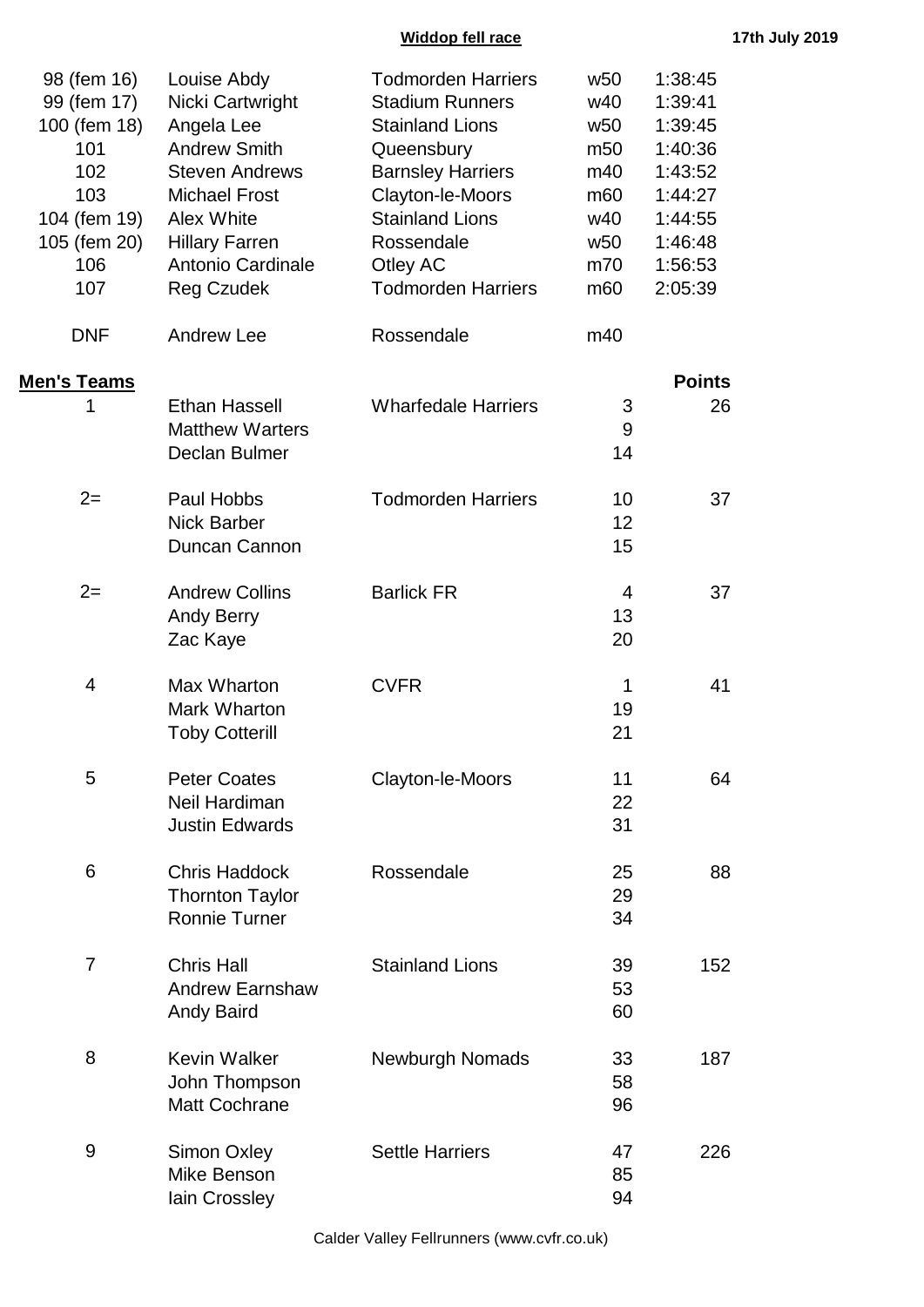**Widdop fell race** — **17th July 2019**

| Pos | Name | Club | Cat | Time |
|---|---|---|---|---|
| 98 (fem 16) | Louise Abdy | Todmorden Harriers | w50 | 1:38:45 |
| 99 (fem 17) | Nicki Cartwright | Stadium Runners | w40 | 1:39:41 |
| 100 (fem 18) | Angela Lee | Stainland Lions | w50 | 1:39:45 |
| 101 | Andrew Smith | Queensbury | m50 | 1:40:36 |
| 102 | Steven Andrews | Barnsley Harriers | m40 | 1:43:52 |
| 103 | Michael Frost | Clayton-le-Moors | m60 | 1:44:27 |
| 104 (fem 19) | Alex White | Stainland Lions | w40 | 1:44:55 |
| 105 (fem 20) | Hillary Farren | Rossendale | w50 | 1:46:48 |
| 106 | Antonio Cardinale | Otley AC | m70 | 1:56:53 |
| 107 | Reg Czudek | Todmorden Harriers | m60 | 2:05:39 |
| DNF | Andrew Lee | Rossendale | m40 | |

**Men's Teams**

| Pos | Name | Club | Position | Points |
|---|---|---|---|---|
| 1 | Ethan Hassell | Wharfedale Harriers | 3 | 26 |
| | Matthew Warters | | 9 | |
| | Declan Bulmer | | 14 | |
| 2= | Paul Hobbs | Todmorden Harriers | 10 | 37 |
| | Nick Barber | | 12 | |
| | Duncan Cannon | | 15 | |
| 2= | Andrew Collins | Barlick FR | 4 | 37 |
| | Andy Berry | | 13 | |
| | Zac Kaye | | 20 | |
| 4 | Max Wharton | CVFR | 1 | 41 |
| | Mark Wharton | | 19 | |
| | Toby Cotterill | | 21 | |
| 5 | Peter Coates | Clayton-le-Moors | 11 | 64 |
| | Neil Hardiman | | 22 | |
| | Justin Edwards | | 31 | |
| 6 | Chris Haddock | Rossendale | 25 | 88 |
| | Thornton Taylor | | 29 | |
| | Ronnie Turner | | 34 | |
| 7 | Chris Hall | Stainland Lions | 39 | 152 |
| | Andrew Earnshaw | | 53 | |
| | Andy Baird | | 60 | |
| 8 | Kevin Walker | Newburgh Nomads | 33 | 187 |
| | John Thompson | | 58 | |
| | Matt Cochrane | | 96 | |
| 9 | Simon Oxley | Settle Harriers | 47 | 226 |
| | Mike Benson | | 85 | |
| | Iain Crossley | | 94 | |

Calder Valley Fellrunners (www.cvfr.co.uk)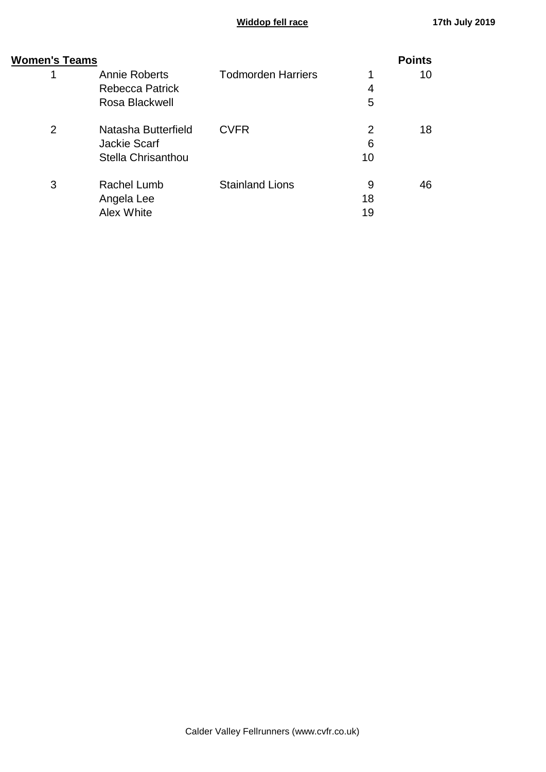## Women's Teams

| | | | | Points |
|---|---|---|---|---|
| 1 | Annie Roberts | Todmorden Harriers | 1 | 10 |
| | Rebecca Patrick | | 4 | |
| | Rosa Blackwell | | 5 | |
| 2 | Natasha Butterfield | CVFR | 2 | 18 |
| | Jackie Scarf | | 6 | |
| | Stella Chrisanthou | | 10 | |
| 3 | Rachel Lumb | Stainland Lions | 9 | 46 |
| | Angela Lee | | 18 | |
| | Alex White | | 19 | |